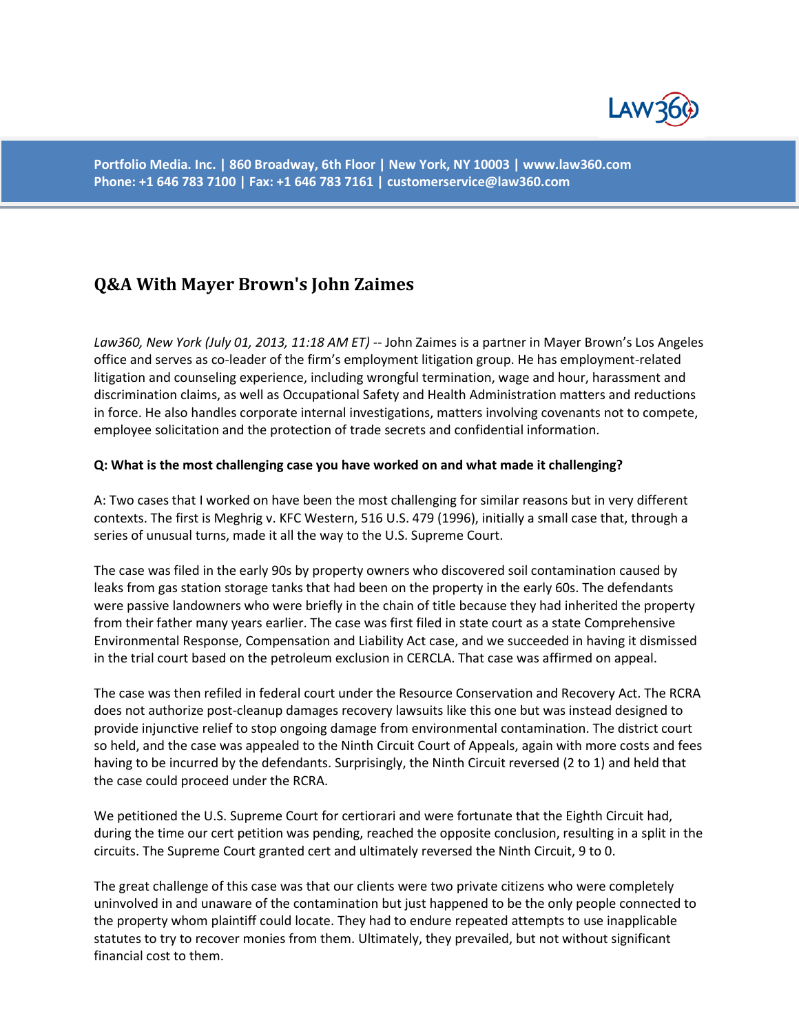# Q&A With Mayer Brown's John Zaimes

*Law360, New York (July 01, 2013, 11:18 AM ET)* -- John Zaimes is a partner in Mayer Brown's Los Angeles office and serves as co-leader of the firm's employment litigation group. He has employment-related litigation and counseling experience, including wrongful termination, wage and hour, harassment and discrimination claims, as well as Occupational Safety and Health Administration matters and reductions in force. He also handles corporate internal investigations, matters involving covenants not to compete, employee solicitation and the protection of trade secrets and confidential information.

**Q: What is the most challenging case you have worked on and what made it challenging?**

A: Two cases that I worked on have been the most challenging for similar reasons but in very different contexts. The first is Meghrig v. KFC Western, 516 U.S. 479 (1996), initially a small case that, through a series of unusual turns, made it all the way to the U.S. Supreme Court.

The case was filed in the early 90s by property owners who discovered soil contamination caused by leaks from gas station storage tanks that had been on the property in the early 60s. The defendants were passive landowners who were briefly in the chain of title because they had inherited the property from their father many years earlier. The case was first filed in state court as a state Comprehensive Environmental Response, Compensation and Liability Act case, and we succeeded in having it dismissed in the trial court based on the petroleum exclusion in CERCLA. That case was affirmed on appeal.

The case was then refiled in federal court under the Resource Conservation and Recovery Act. The RCRA does not authorize post-cleanup damages recovery lawsuits like this one but was instead designed to provide injunctive relief to stop ongoing damage from environmental contamination. The district court so held, and the case was appealed to the Ninth Circuit Court of Appeals, again with more costs and fees having to be incurred by the defendants. Surprisingly, the Ninth Circuit reversed (2 to 1) and held that the case could proceed under the RCRA.

We petitioned the U.S. Supreme Court for certiorari and were fortunate that the Eighth Circuit had, during the time our cert petition was pending, reached the opposite conclusion, resulting in a split in the circuits. The Supreme Court granted cert and ultimately reversed the Ninth Circuit, 9 to 0.

The great challenge of this case was that our clients were two private citizens who were completely uninvolved in and unaware of the contamination but just happened to be the only people connected to the property whom plaintiff could locate. They had to endure repeated attempts to use inapplicable statutes to try to recover monies from them. Ultimately, they prevailed, but not without significant financial cost to them.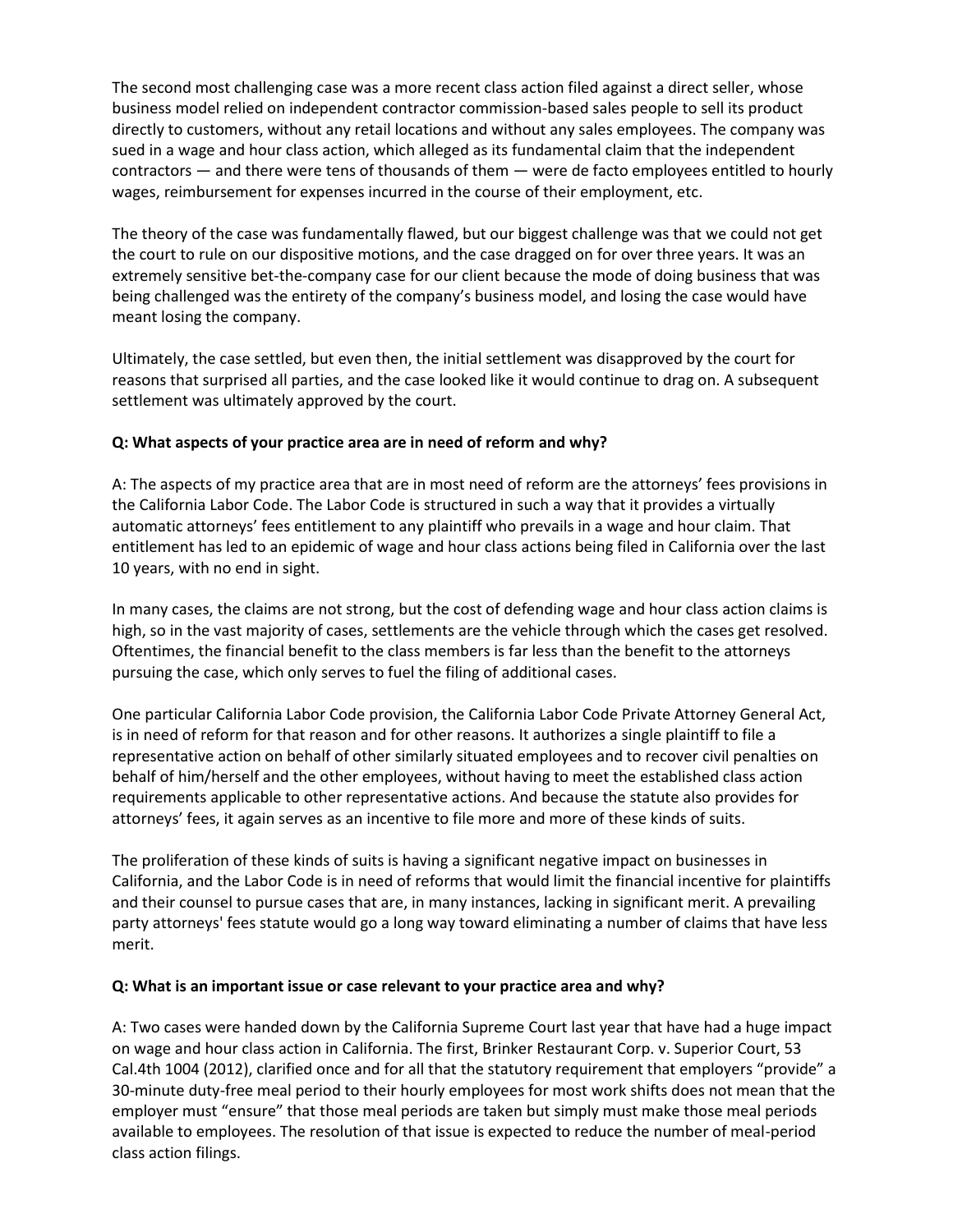The second most challenging case was a more recent class action filed against a direct seller, whose business model relied on independent contractor commission-based sales people to sell its product directly to customers, without any retail locations and without any sales employees. The company was sued in a wage and hour class action, which alleged as its fundamental claim that the independent contractors — and there were tens of thousands of them — were de facto employees entitled to hourly wages, reimbursement for expenses incurred in the course of their employment, etc.

The theory of the case was fundamentally flawed, but our biggest challenge was that we could not get the court to rule on our dispositive motions, and the case dragged on for over three years. It was an extremely sensitive bet-the-company case for our client because the mode of doing business that was being challenged was the entirety of the company's business model, and losing the case would have meant losing the company.

Ultimately, the case settled, but even then, the initial settlement was disapproved by the court for reasons that surprised all parties, and the case looked like it would continue to drag on. A subsequent settlement was ultimately approved by the court.

**Q: What aspects of your practice area are in need of reform and why?**

A: The aspects of my practice area that are in most need of reform are the attorneys' fees provisions in the California Labor Code. The Labor Code is structured in such a way that it provides a virtually automatic attorneys' fees entitlement to any plaintiff who prevails in a wage and hour claim. That entitlement has led to an epidemic of wage and hour class actions being filed in California over the last 10 years, with no end in sight.

In many cases, the claims are not strong, but the cost of defending wage and hour class action claims is high, so in the vast majority of cases, settlements are the vehicle through which the cases get resolved. Oftentimes, the financial benefit to the class members is far less than the benefit to the attorneys pursuing the case, which only serves to fuel the filing of additional cases.

One particular California Labor Code provision, the California Labor Code Private Attorney General Act, is in need of reform for that reason and for other reasons. It authorizes a single plaintiff to file a representative action on behalf of other similarly situated employees and to recover civil penalties on behalf of him/herself and the other employees, without having to meet the established class action requirements applicable to other representative actions. And because the statute also provides for attorneys' fees, it again serves as an incentive to file more and more of these kinds of suits.

The proliferation of these kinds of suits is having a significant negative impact on businesses in California, and the Labor Code is in need of reforms that would limit the financial incentive for plaintiffs and their counsel to pursue cases that are, in many instances, lacking in significant merit. A prevailing party attorneys' fees statute would go a long way toward eliminating a number of claims that have less merit.

**Q: What is an important issue or case relevant to your practice area and why?**

A: Two cases were handed down by the California Supreme Court last year that have had a huge impact on wage and hour class action in California. The first, Brinker Restaurant Corp. v. Superior Court, 53 Cal.4th 1004 (2012), clarified once and for all that the statutory requirement that employers "provide" a 30-minute duty-free meal period to their hourly employees for most work shifts does not mean that the employer must "ensure" that those meal periods are taken but simply must make those meal periods available to employees. The resolution of that issue is expected to reduce the number of meal-period class action filings.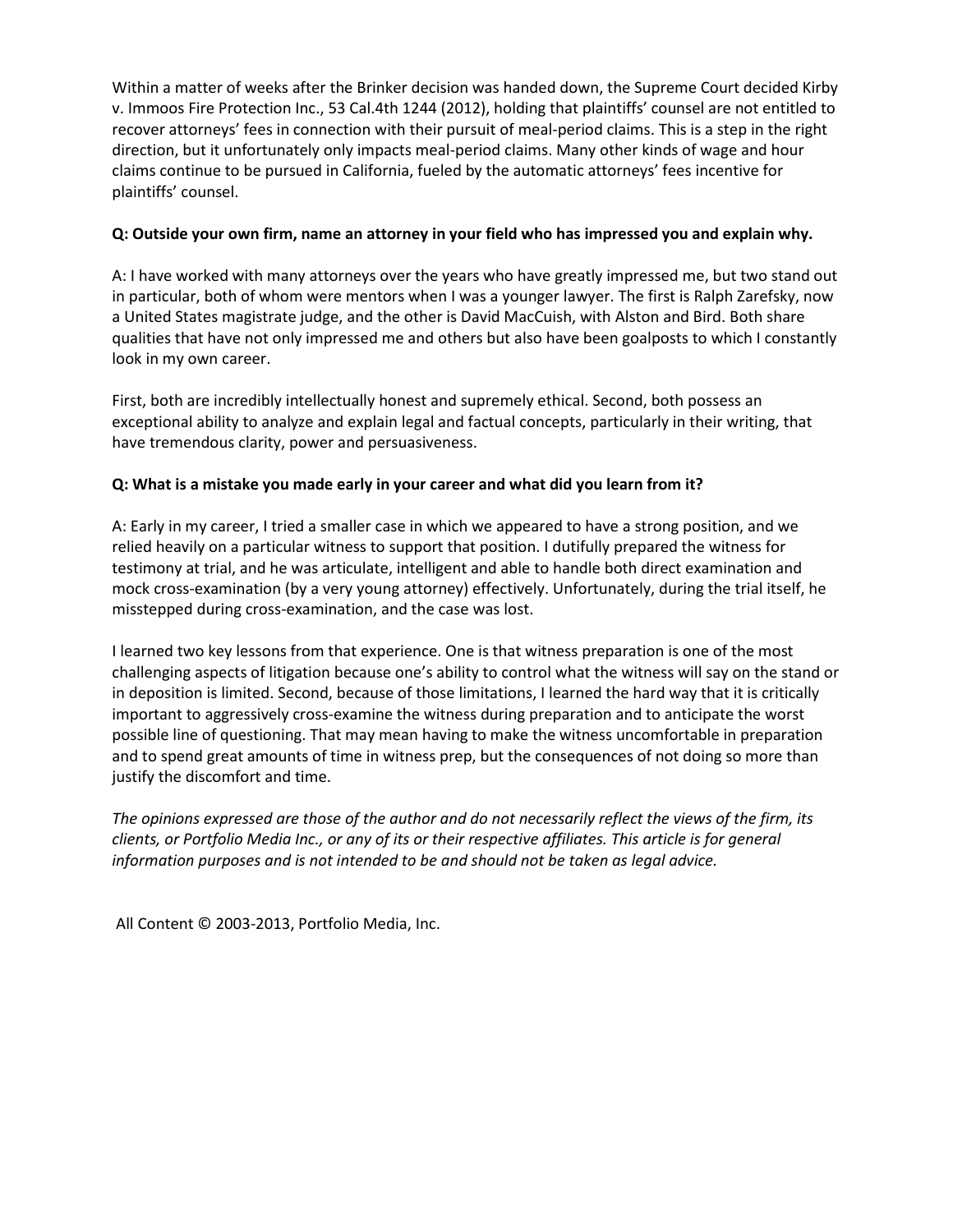Within a matter of weeks after the Brinker decision was handed down, the Supreme Court decided Kirby v. Immoos Fire Protection Inc., 53 Cal.4th 1244 (2012), holding that plaintiffs' counsel are not entitled to recover attorneys' fees in connection with their pursuit of meal-period claims. This is a step in the right direction, but it unfortunately only impacts meal-period claims. Many other kinds of wage and hour claims continue to be pursued in California, fueled by the automatic attorneys' fees incentive for plaintiffs' counsel.

**Q: Outside your own firm, name an attorney in your field who has impressed you and explain why.**

A: I have worked with many attorneys over the years who have greatly impressed me, but two stand out in particular, both of whom were mentors when I was a younger lawyer. The first is Ralph Zarefsky, now a United States magistrate judge, and the other is David MacCuish, with Alston and Bird. Both share qualities that have not only impressed me and others but also have been goalposts to which I constantly look in my own career.

First, both are incredibly intellectually honest and supremely ethical. Second, both possess an exceptional ability to analyze and explain legal and factual concepts, particularly in their writing, that have tremendous clarity, power and persuasiveness.

**Q: What is a mistake you made early in your career and what did you learn from it?**

A: Early in my career, I tried a smaller case in which we appeared to have a strong position, and we relied heavily on a particular witness to support that position. I dutifully prepared the witness for testimony at trial, and he was articulate, intelligent and able to handle both direct examination and mock cross-examination (by a very young attorney) effectively. Unfortunately, during the trial itself, he misstepped during cross-examination, and the case was lost.

I learned two key lessons from that experience. One is that witness preparation is one of the most challenging aspects of litigation because one's ability to control what the witness will say on the stand or in deposition is limited. Second, because of those limitations, I learned the hard way that it is critically important to aggressively cross-examine the witness during preparation and to anticipate the worst possible line of questioning. That may mean having to make the witness uncomfortable in preparation and to spend great amounts of time in witness prep, but the consequences of not doing so more than justify the discomfort and time.

*The opinions expressed are those of the author and do not necessarily reflect the views of the firm, its clients, or Portfolio Media Inc., or any of its or their respective affiliates. This article is for general information purposes and is not intended to be and should not be taken as legal advice.*

All Content © 2003-2013, Portfolio Media, Inc.